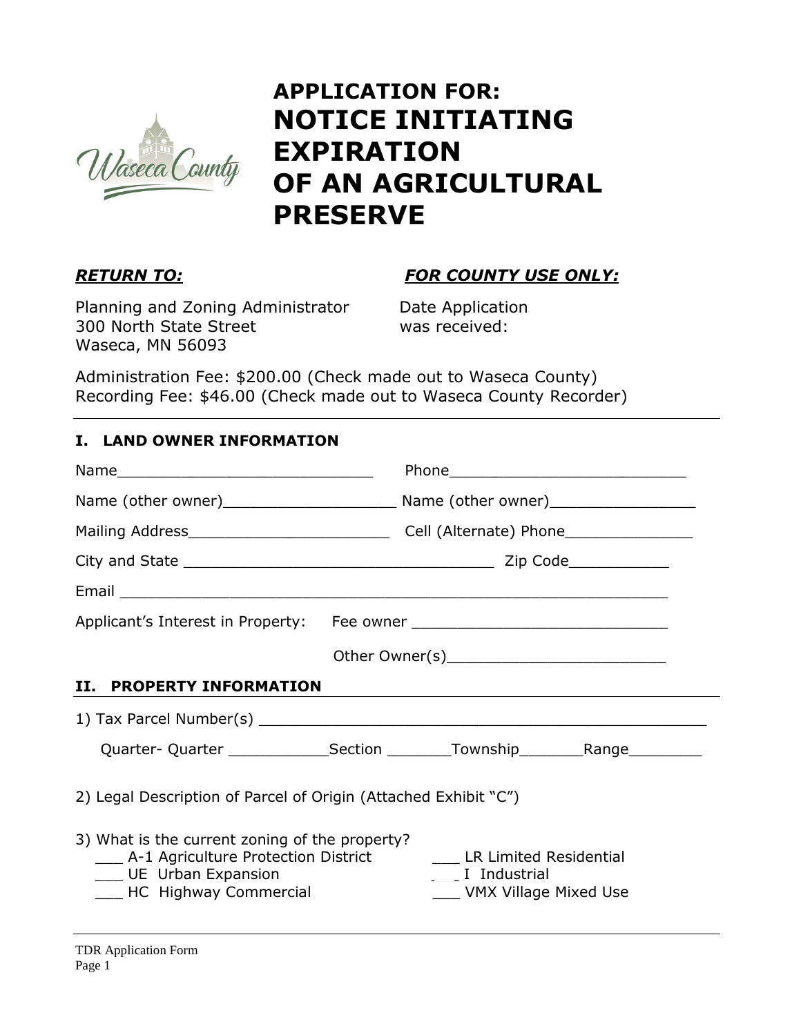# APPLICATION FOR:
# NOTICE INITIATING EXPIRATION OF AN AGRICULTURAL PRESERVE

***RETURN TO:***

Planning and Zoning Administrator
300 North State Street
Waseca, MN 56093

***FOR COUNTY USE ONLY:***

Date Application was received:

Administration Fee: $200.00 (Check made out to Waseca County)
Recording Fee: $46.00 (Check made out to Waseca County Recorder)

---

### I. LAND OWNER INFORMATION

Name____________________________ Phone__________________________

Name (other owner)___________________ Name (other owner)________________

Mailing Address______________________ Cell (Alternate) Phone______________

City and State _________________________________ Zip Code___________

Email ___________________________________________________________

Applicant's Interest in Property: Fee owner ____________________________

Other Owner(s)________________________

### II. PROPERTY INFORMATION

1) Tax Parcel Number(s) __________________________________________________

Quarter- Quarter ___________Section _______Township_______Range________

2) Legal Description of Parcel of Origin (Attached Exhibit "C")

3) What is the current zoning of the property?

___ A-1 Agriculture Protection District
___ UE Urban Expansion
___ HC Highway Commercial
___ LR Limited Residential
___ I Industrial
___ VMX Village Mixed Use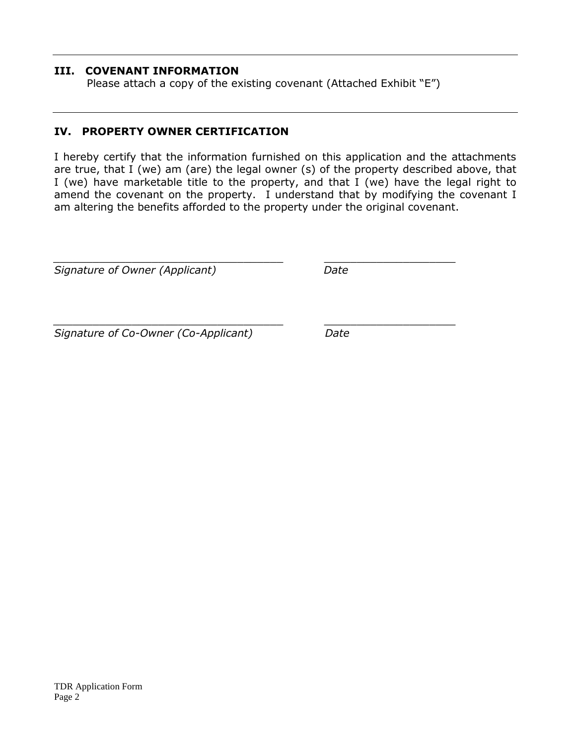---

## III. COVENANT INFORMATION

Please attach a copy of the existing covenant (Attached Exhibit "E")

---

## IV. PROPERTY OWNER CERTIFICATION

I hereby certify that the information furnished on this application and the attachments are true, that I (we) am (are) the legal owner (s) of the property described above, that I (we) have marketable title to the property, and that I (we) have the legal right to amend the covenant on the property. I understand that by modifying the covenant I am altering the benefits afforded to the property under the original covenant.

___________________________________ ____________________

*Signature of Owner (Applicant)* *Date*

___________________________________ ____________________

*Signature of Co-Owner (Co-Applicant)* *Date*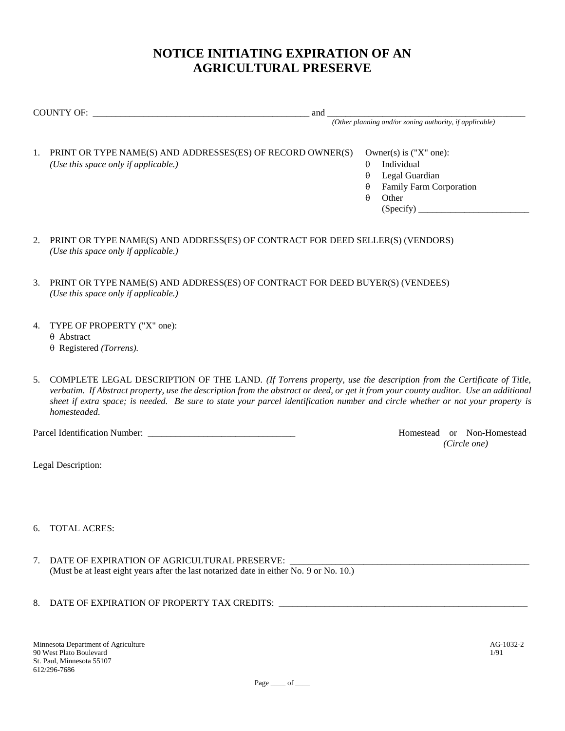# NOTICE INITIATING EXPIRATION OF AN AGRICULTURAL PRESERVE

COUNTY OF: _______________________________________________ and ___________________________________________
*(Other planning and/or zoning authority, if applicable)*

1. PRINT OR TYPE NAME(S) AND ADDRESSES(ES) OF RECORD OWNER(S)
   *(Use this space only if applicable.)*

   Owner(s) is ("X" one):
   - θ Individual
   - θ Legal Guardian
   - θ Family Farm Corporation
   - θ Other
     (Specify) ________________________

2. PRINT OR TYPE NAME(S) AND ADDRESS(ES) OF CONTRACT FOR DEED SELLER(S) (VENDORS)
   *(Use this space only if applicable.)*

3. PRINT OR TYPE NAME(S) AND ADDRESS(ES) OF CONTRACT FOR DEED BUYER(S) (VENDEES)
   *(Use this space only if applicable.)*

4. TYPE OF PROPERTY ("X" one):
   - θ Abstract
   - θ Registered *(Torrens).*

5. COMPLETE LEGAL DESCRIPTION OF THE LAND. *(If Torrens property, use the description from the Certificate of Title, verbatim. If Abstract property, use the description from the abstract or deed, or get it from your county auditor. Use an additional sheet if extra space; is needed. Be sure to state your parcel identification number and circle whether or not your property is homesteaded.*

Parcel Identification Number: ________________________________

Homestead or Non-Homestead
*(Circle one)*

Legal Description:

6. TOTAL ACRES:

7. DATE OF EXPIRATION OF AGRICULTURAL PRESERVE: ______________________________________________________
   (Must be at least eight years after the last notarized date in either No. 9 or No. 10.)

8. DATE OF EXPIRATION OF PROPERTY TAX CREDITS: ________________________________________________________

Minnesota Department of Agriculture
90 West Plato Boulevard
St. Paul, Minnesota 55107
612/296-7686

AG-1032-2
1/91

Page ____ of ____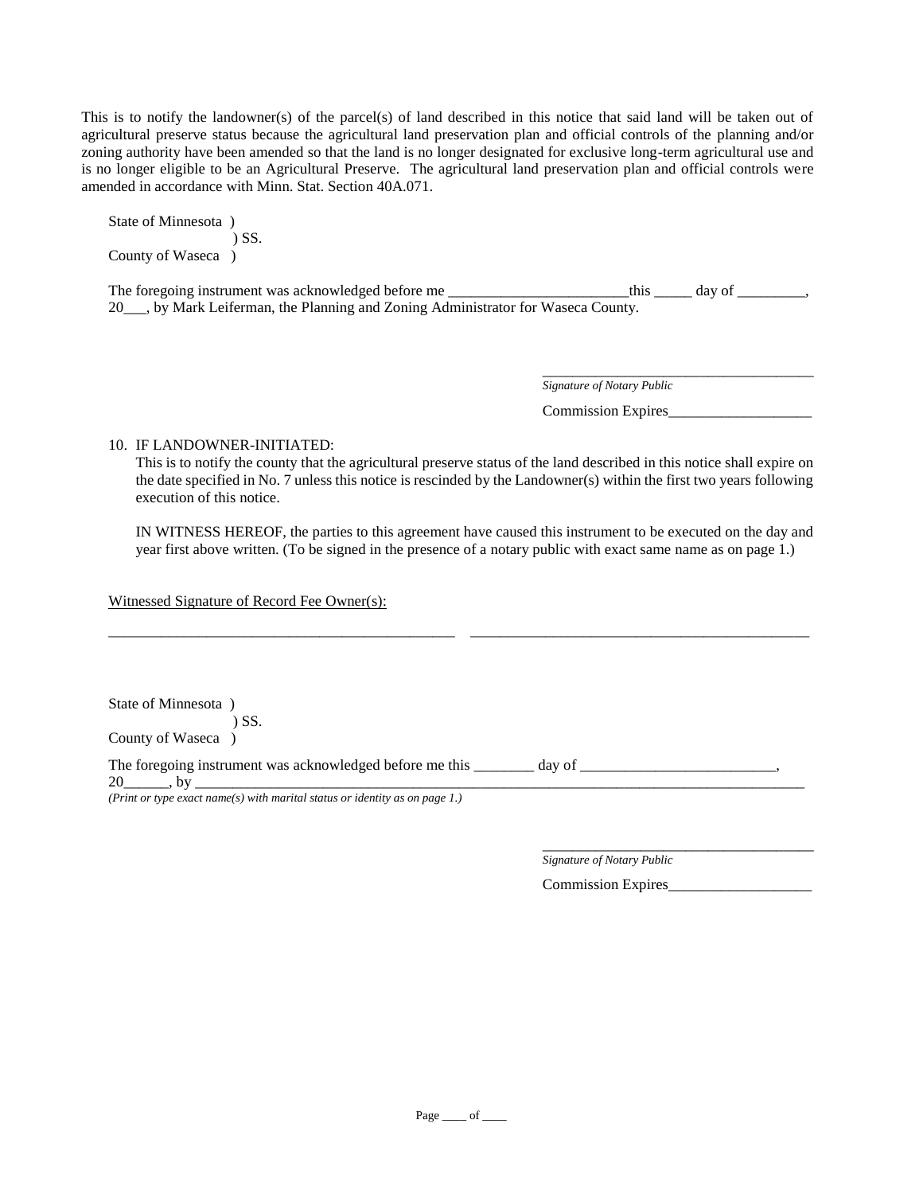This is to notify the landowner(s) of the parcel(s) of land described in this notice that said land will be taken out of agricultural preserve status because the agricultural land preservation plan and official controls of the planning and/or zoning authority have been amended so that the land is no longer designated for exclusive long-term agricultural use and is no longer eligible to be an Agricultural Preserve. The agricultural land preservation plan and official controls were amended in accordance with Minn. Stat. Section 40A.071.

State of Minnesota )
) SS.
County of Waseca )

The foregoing instrument was acknowledged before me ________________________this _____ day of _________, 20___, by Mark Leiferman, the Planning and Zoning Administrator for Waseca County.

_____________________________________
*Signature of Notary Public*

Commission Expires___________________

10. IF LANDOWNER-INITIATED:
    This is to notify the county that the agricultural preserve status of the land described in this notice shall expire on the date specified in No. 7 unless this notice is rescinded by the Landowner(s) within the first two years following execution of this notice.

    IN WITNESS HEREOF, the parties to this agreement have caused this instrument to be executed on the day and year first above written. (To be signed in the presence of a notary public with exact same name as on page 1.)

Witnessed Signature of Record Fee Owner(s):

_______________________________________________ _______________________________________________

State of Minnesota )
) SS.
County of Waseca )

The foregoing instrument was acknowledged before me this ________ day of _________________________, 20______, by ___________________________________________________________________________________

*(Print or type exact name(s) with marital status or identity as on page 1.)*

_____________________________________
*Signature of Notary Public*

Commission Expires___________________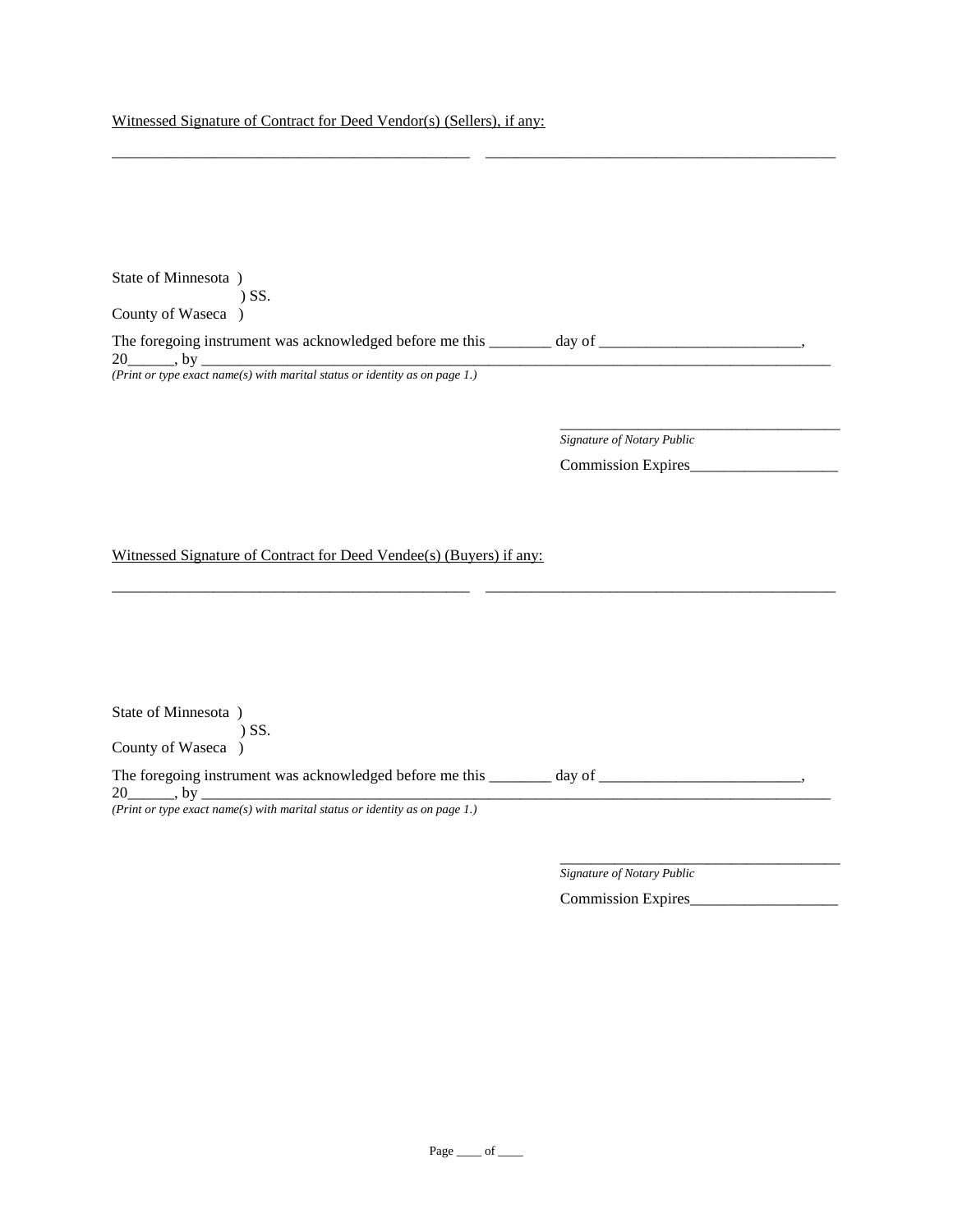<u>Witnessed Signature of Contract for Deed Vendor(s) (Sellers), if any:</u>

_______________________________________________ _______________________________________________

State of Minnesota )
) SS.
County of Waseca )

The foregoing instrument was acknowledged before me this ________ day of _________________________, 20______, by _______________________________________________________________________________________
*(Print or type exact name(s) with marital status or identity as on page 1.)*

_____________________________________
*Signature of Notary Public*

Commission Expires___________________

<u>Witnessed Signature of Contract for Deed Vendee(s) (Buyers) if any:</u>

_______________________________________________ _______________________________________________

State of Minnesota )
) SS.
County of Waseca )

The foregoing instrument was acknowledged before me this ________ day of _________________________, 20______, by _______________________________________________________________________________________
*(Print or type exact name(s) with marital status or identity as on page 1.)*

_____________________________________
*Signature of Notary Public*

Commission Expires___________________